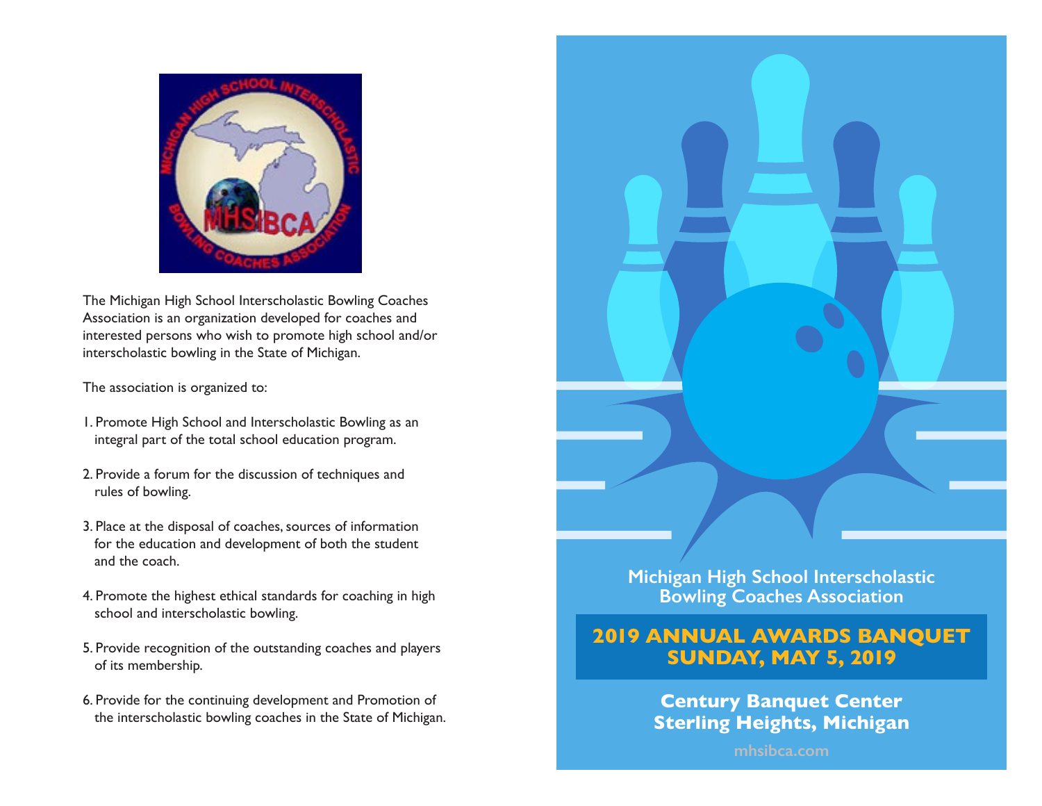The Michigan High School Interscholastic Bowling Coaches Association is an organization developed for coaches and interested persons who wish to promote high school and/or interscholastic bowling in the State of Michigan.

The association is organized to:

1. Promote High School and Interscholastic Bowling as an integral part of the total school education program.

2. Provide a forum for the discussion of techniques and rules of bowling.

3. Place at the disposal of coaches, sources of information for the education and development of both the student and the coach.

4. Promote the highest ethical standards for coaching in high school and interscholastic bowling.

5. Provide recognition of the outstanding coaches and players of its membership.

6. Provide for the continuing development and Promotion of the interscholastic bowling coaches in the State of Michigan.

**Michigan High School Interscholastic Bowling Coaches Association**

# 2019 ANNUAL AWARDS BANQUET
# SUNDAY, MAY 5, 2019

**Century Banquet Center**
**Sterling Heights, Michigan**

mhsibca.com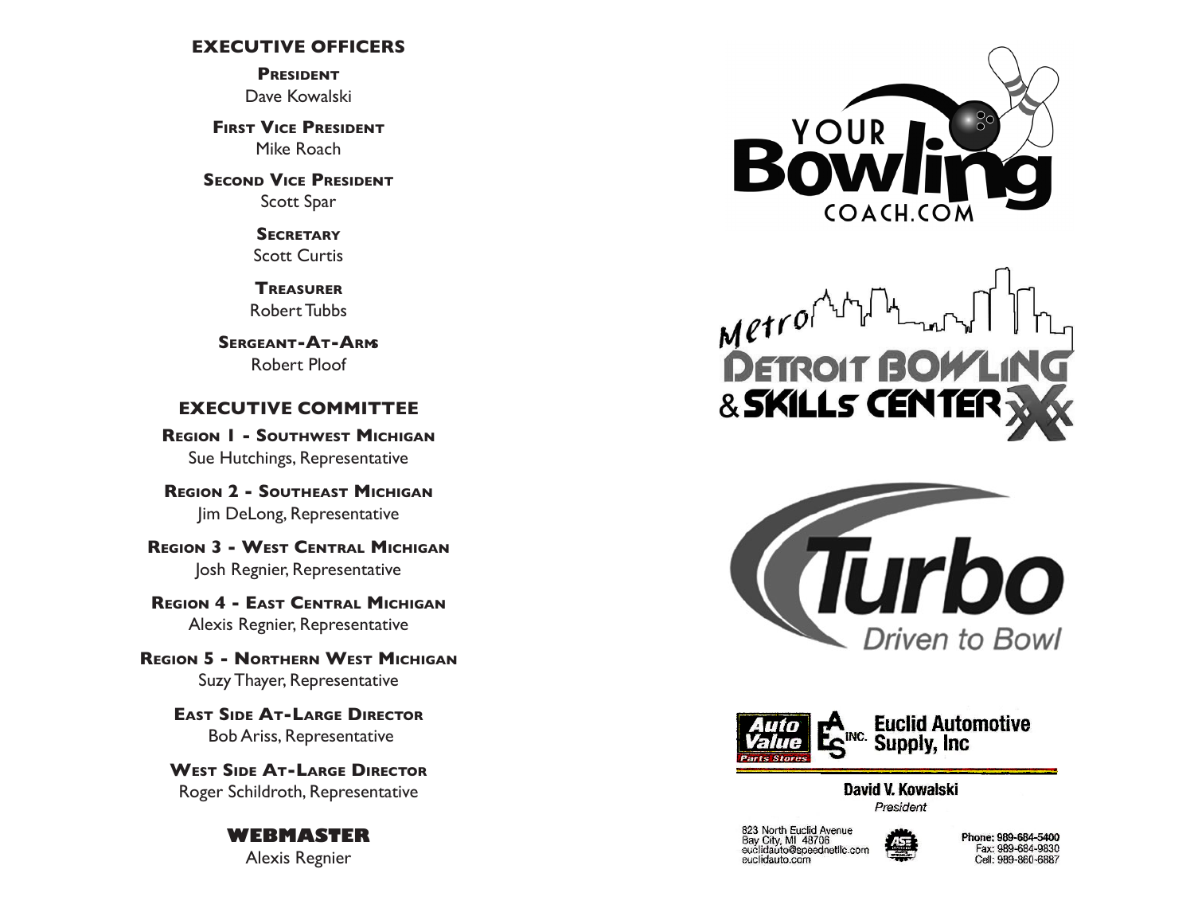## EXECUTIVE OFFICERS

**PRESIDENT**
Dave Kowalski

**FIRST VICE PRESIDENT**
Mike Roach

**SECOND VICE PRESIDENT**
Scott Spar

**SECRETARY**
Scott Curtis

**TREASURER**
Robert Tubbs

**SERGEANT-AT-ARMS**
Robert Ploof

## EXECUTIVE COMMITTEE

**REGION 1 - SOUTHWEST MICHIGAN**
Sue Hutchings, Representative

**REGION 2 - SOUTHEAST MICHIGAN**
Jim DeLong, Representative

**REGION 3 - WEST CENTRAL MICHIGAN**
Josh Regnier, Representative

**REGION 4 - EAST CENTRAL MICHIGAN**
Alexis Regnier, Representative

**REGION 5 - NORTHERN WEST MICHIGAN**
Suzy Thayer, Representative

**EAST SIDE AT-LARGE DIRECTOR**
Bob Ariss, Representative

**WEST SIDE AT-LARGE DIRECTOR**
Roger Schildroth, Representative

## WEBMASTER

Alexis Regnier

YOUR Bowling COACH.COM

Metro DETROIT BOWLING & SKILLS CENTER

Turbo Driven to Bowl

Auto Value Parts Stores | AES INC. Euclid Automotive Supply, Inc

**David V. Kowalski**
*President*

823 North Euclid Avenue
Bay City, MI 48706
euclidauto@speednetllc.com
euclidauto.com

Phone: 989-684-5400
Fax: 989-684-9830
Cell: 989-860-6887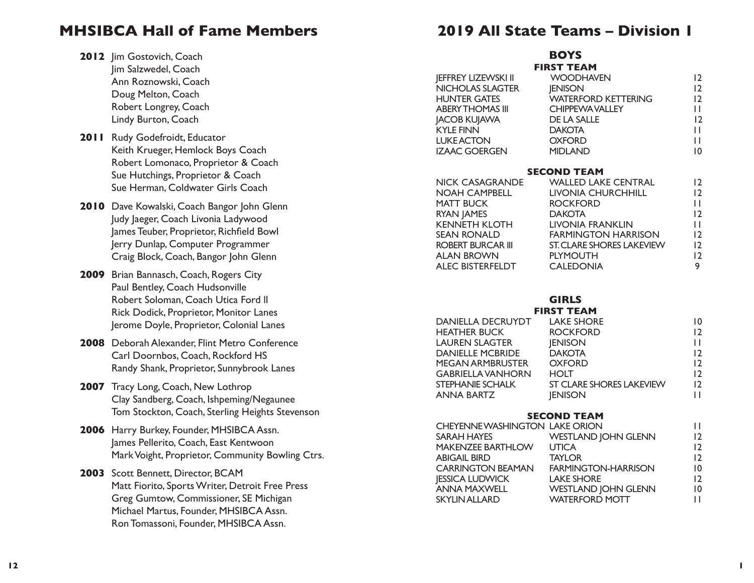## MHSIBCA Hall of Fame Members

**2012** Jim Gostovich, Coach
Jim Salzwedel, Coach
Ann Roznowski, Coach
Doug Melton, Coach
Robert Longrey, Coach
Lindy Burton, Coach

**2011** Rudy Godefroidt, Educator
Keith Krueger, Hemlock Boys Coach
Robert Lomonaco, Proprietor & Coach
Sue Hutchings, Proprietor & Coach
Sue Herman, Coldwater Girls Coach

**2010** Dave Kowalski, Coach Bangor John Glenn
Judy Jaeger, Coach Livonia Ladywood
James Teuber, Proprietor, Richfield Bowl
Jerry Dunlap, Computer Programmer
Craig Block, Coach, Bangor John Glenn

**2009** Brian Bannasch, Coach, Rogers City
Paul Bentley, Coach Hudsonville
Robert Soloman, Coach Utica Ford II
Rick Dodick, Proprietor, Monitor Lanes
Jerome Doyle, Proprietor, Colonial Lanes

**2008** Deborah Alexander, Flint Metro Conference
Carl Doornbos, Coach, Rockford HS
Randy Shank, Proprietor, Sunnybrook Lanes

**2007** Tracy Long, Coach, New Lothrop
Clay Sandberg, Coach, Ishpeming/Negaunee
Tom Stockton, Coach, Sterling Heights Stevenson

**2006** Harry Burkey, Founder, MHSIBCA Assn.
James Pellerito, Coach, East Kentwoon
Mark Voight, Proprietor, Community Bowling Ctrs.

**2003** Scott Bennett, Director, BCAM
Matt Fiorito, Sports Writer, Detroit Free Press
Greg Gumtow, Commissioner, SE Michigan
Michael Martus, Founder, MHSIBCA Assn.
Ron Tomassoni, Founder, MHSIBCA Assn.

## 2019 All State Teams – Division 1

### BOYS

#### FIRST TEAM

| Name | School | Grade |
|---|---|---|
| JEFFREY LIZEWSKI II | WOODHAVEN | 12 |
| NICHOLAS SLAGTER | JENISON | 12 |
| HUNTER GATES | WATERFORD KETTERING | 12 |
| ABERY THOMAS III | CHIPPEWA VALLEY | 11 |
| JACOB KUJAWA | DE LA SALLE | 12 |
| KYLE FINN | DAKOTA | 11 |
| LUKE ACTON | OXFORD | 11 |
| IZAAC GOERGEN | MIDLAND | 10 |

#### SECOND TEAM

| Name | School | Grade |
|---|---|---|
| NICK CASAGRANDE | WALLED LAKE CENTRAL | 12 |
| NOAH CAMPBELL | LIVONIA CHURCHHILL | 12 |
| MATT BUCK | ROCKFORD | 11 |
| RYAN JAMES | DAKOTA | 12 |
| KENNETH KLOTH | LIVONIA FRANKLIN | 11 |
| SEAN RONALD | FARMINGTON HARRISON | 12 |
| ROBERT BURCAR III | ST. CLARE SHORES LAKEVIEW | 12 |
| ALAN BROWN | PLYMOUTH | 12 |
| ALEC BISTERFELDT | CALEDONIA | 9 |

### GIRLS

#### FIRST TEAM

| Name | School | Grade |
|---|---|---|
| DANIELLA DECRUYDT | LAKE SHORE | 10 |
| HEATHER BUCK | ROCKFORD | 12 |
| LAUREN SLAGTER | JENISON | 11 |
| DANIELLE MCBRIDE | DAKOTA | 12 |
| MEGAN ARMBRUSTER | OXFORD | 12 |
| GABRIELLA VANHORN | HOLT | 12 |
| STEPHANIE SCHALK | ST CLARE SHORES LAKEVIEW | 12 |
| ANNA BARTZ | JENISON | 11 |

#### SECOND TEAM

| Name | School | Grade |
|---|---|---|
| CHEYENNE WASHINGTON | LAKE ORION | 11 |
| SARAH HAYES | WESTLAND JOHN GLENN | 12 |
| MAKENZEE BARTHLOW | UTICA | 12 |
| ABIGAIL BIRD | TAYLOR | 12 |
| CARRINGTON BEAMAN | FARMINGTON-HARRISON | 10 |
| JESSICA LUDWICK | LAKE SHORE | 12 |
| ANNA MAXWELL | WESTLAND JOHN GLENN | 10 |
| SKYLIN ALLARD | WATERFORD MOTT | 11 |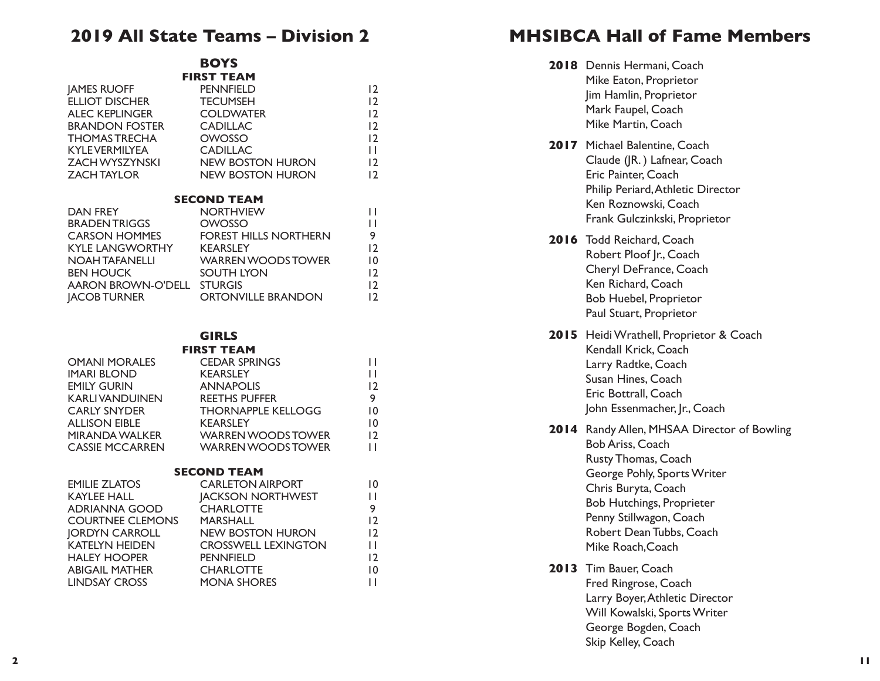## 2019 All State Teams – Division 2

### BOYS

#### FIRST TEAM

| | | |
|---|---|---|
| JAMES RUOFF | PENNFIELD | 12 |
| ELLIOT DISCHER | TECUMSEH | 12 |
| ALEC KEPLINGER | COLDWATER | 12 |
| BRANDON FOSTER | CADILLAC | 12 |
| THOMAS TRECHA | OWOSSO | 12 |
| KYLE VERMILYEA | CADILLAC | 11 |
| ZACH WYSZYNSKI | NEW BOSTON HURON | 12 |
| ZACH TAYLOR | NEW BOSTON HURON | 12 |

#### SECOND TEAM

| | | |
|---|---|---|
| DAN FREY | NORTHVIEW | 11 |
| BRADEN TRIGGS | OWOSSO | 11 |
| CARSON HOMMES | FOREST HILLS NORTHERN | 9 |
| KYLE LANGWORTHY | KEARSLEY | 12 |
| NOAH TAFANELLI | WARREN WOODS TOWER | 10 |
| BEN HOUCK | SOUTH LYON | 12 |
| AARON BROWN-O'DELL | STURGIS | 12 |
| JACOB TURNER | ORTONVILLE BRANDON | 12 |

### GIRLS

#### FIRST TEAM

| | | |
|---|---|---|
| OMANI MORALES | CEDAR SPRINGS | 11 |
| IMARI BLOND | KEARSLEY | 11 |
| EMILY GURIN | ANNAPOLIS | 12 |
| KARLI VANDUINEN | REETHS PUFFER | 9 |
| CARLY SNYDER | THORNAPPLE KELLOGG | 10 |
| ALLISON EIBLE | KEARSLEY | 10 |
| MIRANDA WALKER | WARREN WOODS TOWER | 12 |
| CASSIE MCCARREN | WARREN WOODS TOWER | 11 |

#### SECOND TEAM

| | | |
|---|---|---|
| EMILIE ZLATOS | CARLETON AIRPORT | 10 |
| KAYLEE HALL | JACKSON NORTHWEST | 11 |
| ADRIANNA GOOD | CHARLOTTE | 9 |
| COURTNEE CLEMONS | MARSHALL | 12 |
| JORDYN CARROLL | NEW BOSTON HURON | 12 |
| KATELYN HEIDEN | CROSSWELL LEXINGTON | 11 |
| HALEY HOOPER | PENNFIELD | 12 |
| ABIGAIL MATHER | CHARLOTTE | 10 |
| LINDSAY CROSS | MONA SHORES | 11 |

## MHSIBCA Hall of Fame Members

**2018**
- Dennis Hermani, Coach
- Mike Eaton, Proprietor
- Jim Hamlin, Proprietor
- Mark Faupel, Coach
- Mike Martin, Coach

**2017**
- Michael Balentine, Coach
- Claude (JR. ) Lafnear, Coach
- Eric Painter, Coach
- Philip Periard, Athletic Director
- Ken Roznowski, Coach
- Frank Gulczinkski, Proprietor

**2016**
- Todd Reichard, Coach
- Robert Ploof Jr., Coach
- Cheryl DeFrance, Coach
- Ken Richard, Coach
- Bob Huebel, Proprietor
- Paul Stuart, Proprietor

**2015**
- Heidi Wrathell, Proprietor & Coach
- Kendall Krick, Coach
- Larry Radtke, Coach
- Susan Hines, Coach
- Eric Bottrall, Coach
- John Essenmacher, Jr., Coach

**2014**
- Randy Allen, MHSAA Director of Bowling
- Bob Ariss, Coach
- Rusty Thomas, Coach
- George Pohly, Sports Writer
- Chris Buryta, Coach
- Bob Hutchings, Proprieter
- Penny Stillwagon, Coach
- Robert Dean Tubbs, Coach
- Mike Roach, Coach

**2013**
- Tim Bauer, Coach
- Fred Ringrose, Coach
- Larry Boyer, Athletic Director
- Will Kowalski, Sports Writer
- George Bogden, Coach
- Skip Kelley, Coach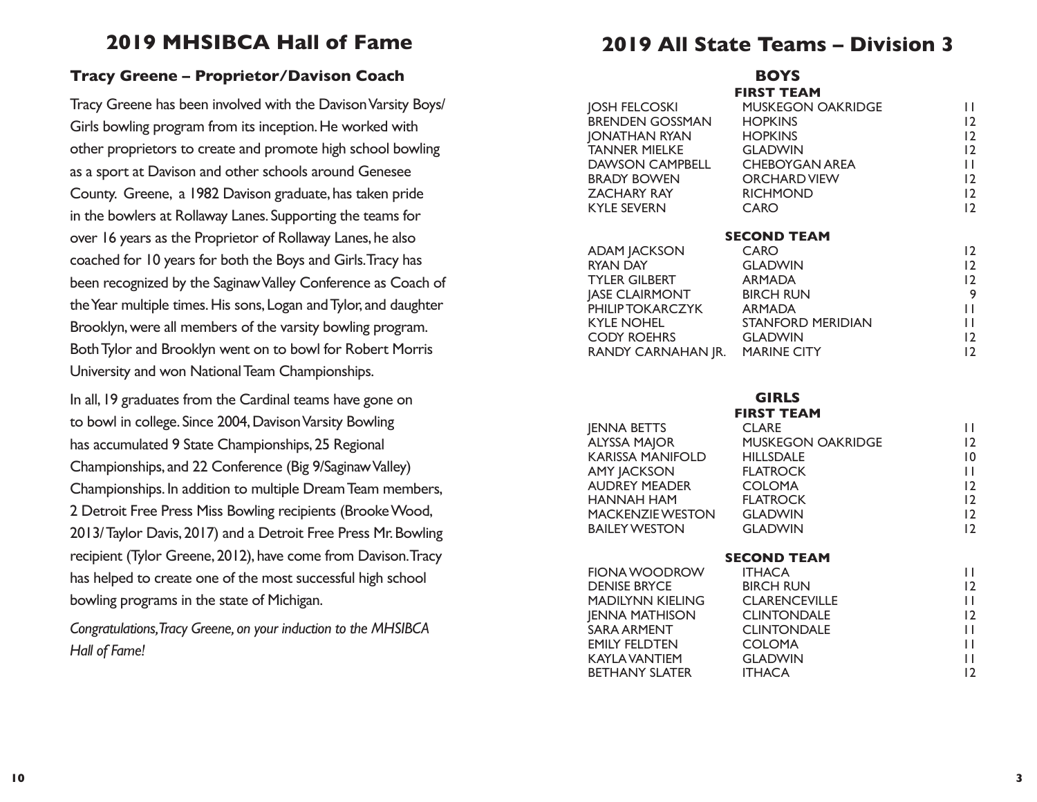## 2019 MHSIBCA Hall of Fame

### Tracy Greene – Proprietor/Davison Coach

Tracy Greene has been involved with the Davison Varsity Boys/Girls bowling program from its inception. He worked with other proprietors to create and promote high school bowling as a sport at Davison and other schools around Genesee County. Greene, a 1982 Davison graduate, has taken pride in the bowlers at Rollaway Lanes. Supporting the teams for over 16 years as the Proprietor of Rollaway Lanes, he also coached for 10 years for both the Boys and Girls. Tracy has been recognized by the Saginaw Valley Conference as Coach of the Year multiple times. His sons, Logan and Tylor, and daughter Brooklyn, were all members of the varsity bowling program. Both Tylor and Brooklyn went on to bowl for Robert Morris University and won National Team Championships.

In all, 19 graduates from the Cardinal teams have gone on to bowl in college. Since 2004, Davison Varsity Bowling has accumulated 9 State Championships, 25 Regional Championships, and 22 Conference (Big 9/Saginaw Valley) Championships. In addition to multiple Dream Team members, 2 Detroit Free Press Miss Bowling recipients (Brooke Wood, 2013/ Taylor Davis, 2017) and a Detroit Free Press Mr. Bowling recipient (Tylor Greene, 2012), have come from Davison. Tracy has helped to create one of the most successful high school bowling programs in the state of Michigan.

*Congratulations, Tracy Greene, on your induction to the MHSIBCA Hall of Fame!*

## 2019 All State Teams – Division 3

### BOYS

**FIRST TEAM**

| Name | School | Grade |
|---|---|---|
| JOSH FELCOSKI | MUSKEGON OAKRIDGE | 11 |
| BRENDEN GOSSMAN | HOPKINS | 12 |
| JONATHAN RYAN | HOPKINS | 12 |
| TANNER MIELKE | GLADWIN | 12 |
| DAWSON CAMPBELL | CHEBOYGAN AREA | 11 |
| BRADY BOWEN | ORCHARD VIEW | 12 |
| ZACHARY RAY | RICHMOND | 12 |
| KYLE SEVERN | CARO | 12 |

**SECOND TEAM**

| Name | School | Grade |
|---|---|---|
| ADAM JACKSON | CARO | 12 |
| RYAN DAY | GLADWIN | 12 |
| TYLER GILBERT | ARMADA | 12 |
| JASE CLAIRMONT | BIRCH RUN | 9 |
| PHILIP TOKARCZYK | ARMADA | 11 |
| KYLE NOHEL | STANFORD MERIDIAN | 11 |
| CODY ROEHRS | GLADWIN | 12 |
| RANDY CARNAHAN JR. | MARINE CITY | 12 |

### GIRLS

**FIRST TEAM**

| Name | School | Grade |
|---|---|---|
| JENNA BETTS | CLARE | 11 |
| ALYSSA MAJOR | MUSKEGON OAKRIDGE | 12 |
| KARISSA MANIFOLD | HILLSDALE | 10 |
| AMY JACKSON | FLATROCK | 11 |
| AUDREY MEADER | COLOMA | 12 |
| HANNAH HAM | FLATROCK | 12 |
| MACKENZIE WESTON | GLADWIN | 12 |
| BAILEY WESTON | GLADWIN | 12 |

**SECOND TEAM**

| Name | School | Grade |
|---|---|---|
| FIONA WOODROW | ITHACA | 11 |
| DENISE BRYCE | BIRCH RUN | 12 |
| MADILYNN KIELING | CLARENCEVILLE | 11 |
| JENNA MATHISON | CLINTONDALE | 12 |
| SARA ARMENT | CLINTONDALE | 11 |
| EMILY FELDTEN | COLOMA | 11 |
| KAYLA VANTIEM | GLADWIN | 11 |
| BETHANY SLATER | ITHACA | 12 |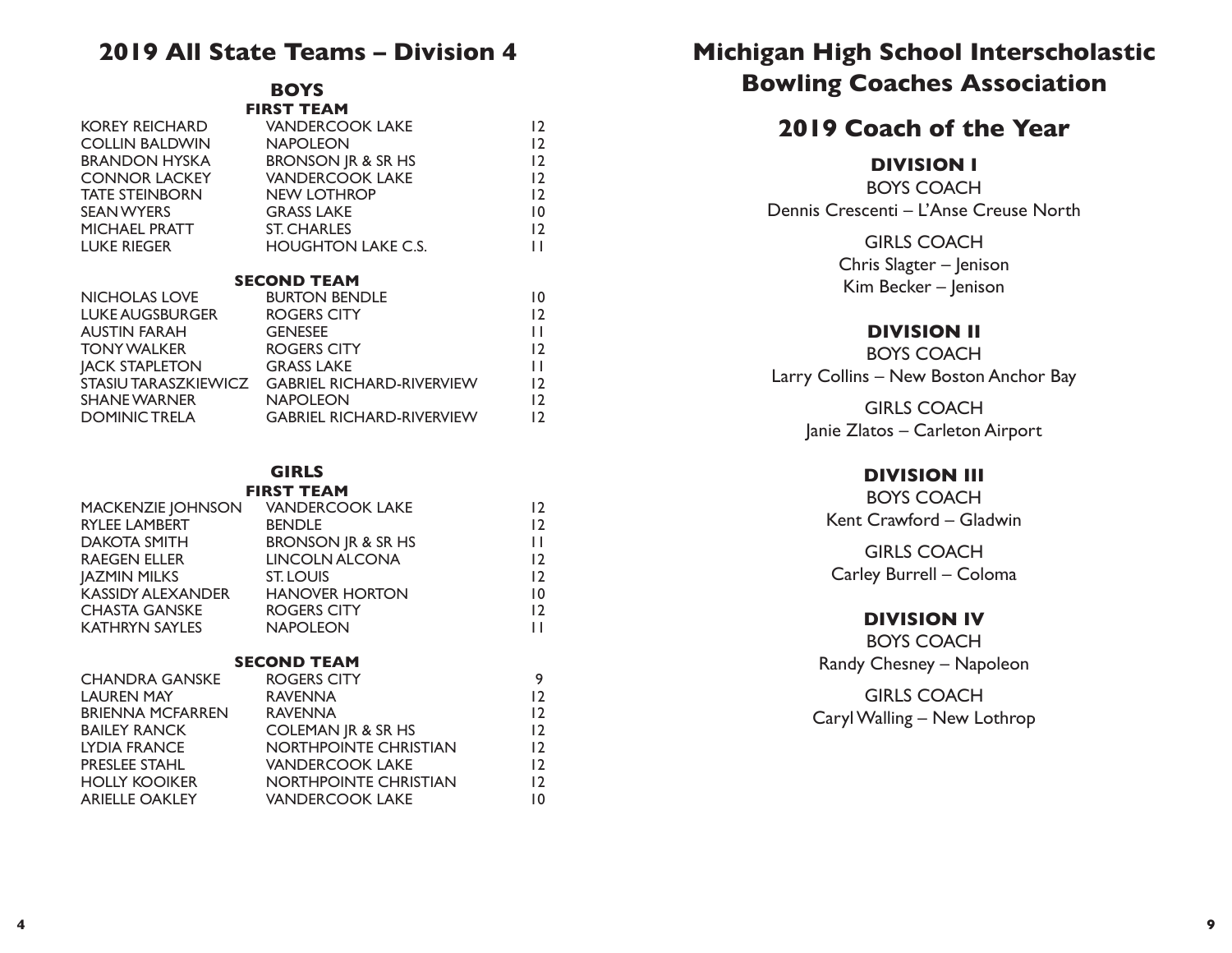## 2019 All State Teams – Division 4

### BOYS

#### FIRST TEAM

| Name | School | Grade |
|---|---|---|
| KOREY REICHARD | VANDERCOOK LAKE | 12 |
| COLLIN BALDWIN | NAPOLEON | 12 |
| BRANDON HYSKA | BRONSON JR & SR HS | 12 |
| CONNOR LACKEY | VANDERCOOK LAKE | 12 |
| TATE STEINBORN | NEW LOTHROP | 12 |
| SEAN WYERS | GRASS LAKE | 10 |
| MICHAEL PRATT | ST. CHARLES | 12 |
| LUKE RIEGER | HOUGHTON LAKE C.S. | 11 |

#### SECOND TEAM

| Name | School | Grade |
|---|---|---|
| NICHOLAS LOVE | BURTON BENDLE | 10 |
| LUKE AUGSBURGER | ROGERS CITY | 12 |
| AUSTIN FARAH | GENESEE | 11 |
| TONY WALKER | ROGERS CITY | 12 |
| JACK STAPLETON | GRASS LAKE | 11 |
| STASIU TARASZKIEWICZ | GABRIEL RICHARD-RIVERVIEW | 12 |
| SHANE WARNER | NAPOLEON | 12 |
| DOMINIC TRELA | GABRIEL RICHARD-RIVERVIEW | 12 |

### GIRLS

#### FIRST TEAM

| Name | School | Grade |
|---|---|---|
| MACKENZIE JOHNSON | VANDERCOOK LAKE | 12 |
| RYLEE LAMBERT | BENDLE | 12 |
| DAKOTA SMITH | BRONSON JR & SR HS | 11 |
| RAEGEN ELLER | LINCOLN ALCONA | 12 |
| JAZMIN MILKS | ST. LOUIS | 12 |
| KASSIDY ALEXANDER | HANOVER HORTON | 10 |
| CHASTA GANSKE | ROGERS CITY | 12 |
| KATHRYN SAYLES | NAPOLEON | 11 |

#### SECOND TEAM

| Name | School | Grade |
|---|---|---|
| CHANDRA GANSKE | ROGERS CITY | 9 |
| LAUREN MAY | RAVENNA | 12 |
| BRIENNA MCFARREN | RAVENNA | 12 |
| BAILEY RANCK | COLEMAN JR & SR HS | 12 |
| LYDIA FRANCE | NORTHPOINTE CHRISTIAN | 12 |
| PRESLEE STAHL | VANDERCOOK LAKE | 12 |
| HOLLY KOOIKER | NORTHPOINTE CHRISTIAN | 12 |
| ARIELLE OAKLEY | VANDERCOOK LAKE | 10 |

## Michigan High School Interscholastic Bowling Coaches Association

## 2019 Coach of the Year

### DIVISION I

BOYS COACH
Dennis Crescenti – L'Anse Creuse North

GIRLS COACH
Chris Slagter – Jenison
Kim Becker – Jenison

### DIVISION II

BOYS COACH
Larry Collins – New Boston Anchor Bay

GIRLS COACH
Janie Zlatos – Carleton Airport

### DIVISION III

BOYS COACH
Kent Crawford – Gladwin

GIRLS COACH
Carley Burrell – Coloma

### DIVISION IV

BOYS COACH
Randy Chesney – Napoleon

GIRLS COACH
Caryl Walling – New Lothrop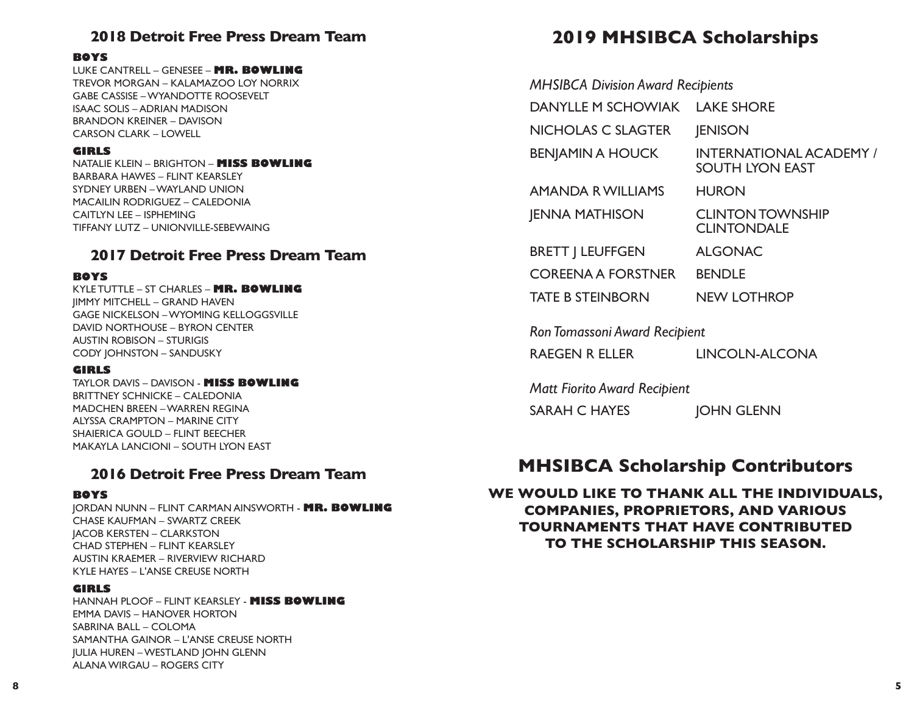## 2018 Detroit Free Press Dream Team

**BOYS**

LUKE CANTRELL – GENESEE – **MR. BOWLING**
TREVOR MORGAN – KALAMAZOO LOY NORRIX
GABE CASSISE – WYANDOTTE ROOSEVELT
ISAAC SOLIS – ADRIAN MADISON
BRANDON KREINER – DAVISON
CARSON CLARK – LOWELL

**GIRLS**

NATALIE KLEIN – BRIGHTON – **MISS BOWLING**
BARBARA HAWES – FLINT KEARSLEY
SYDNEY URBEN – WAYLAND UNION
MACAILIN RODRIGUEZ – CALEDONIA
CAITLYN LEE – ISPHEMING
TIFFANY LUTZ – UNIONVILLE-SEBEWAING

## 2017 Detroit Free Press Dream Team

**BOYS**

KYLE TUTTLE – ST CHARLES – **MR. BOWLING**
JIMMY MITCHELL – GRAND HAVEN
GAGE NICKELSON – WYOMING KELLOGGSVILLE
DAVID NORTHOUSE – BYRON CENTER
AUSTIN ROBISON – STURIGIS
CODY JOHNSTON – SANDUSKY

**GIRLS**

TAYLOR DAVIS – DAVISON - **MISS BOWLING**
BRITTNEY SCHNICKE – CALEDONIA
MADCHEN BREEN – WARREN REGINA
ALYSSA CRAMPTON – MARINE CITY
SHAIERICA GOULD – FLINT BEECHER
MAKAYLA LANCIONI – SOUTH LYON EAST

## 2016 Detroit Free Press Dream Team

**BOYS**

JORDAN NUNN – FLINT CARMAN AINSWORTH - **MR. BOWLING**
CHASE KAUFMAN – SWARTZ CREEK
JACOB KERSTEN – CLARKSTON
CHAD STEPHEN – FLINT KEARSLEY
AUSTIN KRAEMER – RIVERVIEW RICHARD
KYLE HAYES – L'ANSE CREUSE NORTH

**GIRLS**

HANNAH PLOOF – FLINT KEARSLEY - **MISS BOWLING**
EMMA DAVIS – HANOVER HORTON
SABRINA BALL – COLOMA
SAMANTHA GAINOR – L'ANSE CREUSE NORTH
JULIA HUREN – WESTLAND JOHN GLENN
ALANA WIRGAU – ROGERS CITY

## 2019 MHSIBCA Scholarships

*MHSIBCA Division Award Recipients*

| | |
|---|---|
| DANYLLE M SCHOWIAK | LAKE SHORE |
| NICHOLAS C SLAGTER | JENISON |
| BENJAMIN A HOUCK | INTERNATIONAL ACADEMY / SOUTH LYON EAST |
| AMANDA R WILLIAMS | HURON |
| JENNA MATHISON | CLINTON TOWNSHIP CLINTONDALE |
| BRETT J LEUFFGEN | ALGONAC |
| COREENA A FORSTNER | BENDLE |
| TATE B STEINBORN | NEW LOTHROP |

*Ron Tomassoni Award Recipient*

| | |
|---|---|
| RAEGEN R ELLER | LINCOLN-ALCONA |

*Matt Fiorito Award Recipient*

| | |
|---|---|
| SARAH C HAYES | JOHN GLENN |

## MHSIBCA Scholarship Contributors

**WE WOULD LIKE TO THANK ALL THE INDIVIDUALS, COMPANIES, PROPRIETORS, AND VARIOUS TOURNAMENTS THAT HAVE CONTRIBUTED TO THE SCHOLARSHIP THIS SEASON.**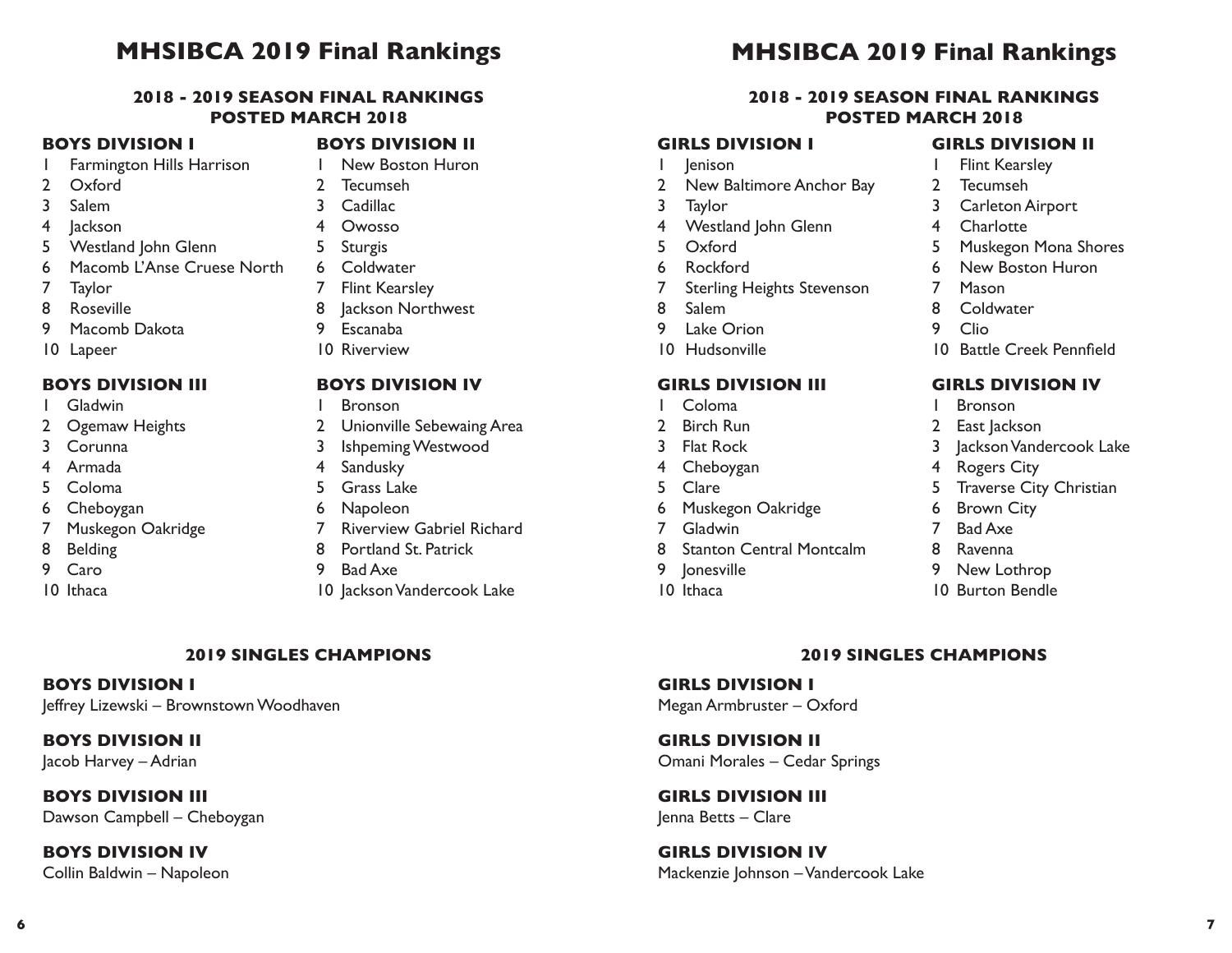# MHSIBCA 2019 Final Rankings

### 2018 - 2019 SEASON FINAL RANKINGS
### POSTED MARCH 2018

**BOYS DIVISION I**

1 Farmington Hills Harrison
2 Oxford
3 Salem
4 Jackson
5 Westland John Glenn
6 Macomb L'Anse Cruese North
7 Taylor
8 Roseville
9 Macomb Dakota
10 Lapeer

**BOYS DIVISION II**

1 New Boston Huron
2 Tecumseh
3 Cadillac
4 Owosso
5 Sturgis
6 Coldwater
7 Flint Kearsley
8 Jackson Northwest
9 Escanaba
10 Riverview

**BOYS DIVISION III**

1 Gladwin
2 Ogemaw Heights
3 Corunna
4 Armada
5 Coloma
6 Cheboygan
7 Muskegon Oakridge
8 Belding
9 Caro
10 Ithaca

**BOYS DIVISION IV**

1 Bronson
2 Unionville Sebewaing Area
3 Ishpeming Westwood
4 Sandusky
5 Grass Lake
6 Napoleon
7 Riverview Gabriel Richard
8 Portland St. Patrick
9 Bad Axe
10 Jackson Vandercook Lake

### 2019 SINGLES CHAMPIONS

**BOYS DIVISION I**
Jeffrey Lizewski – Brownstown Woodhaven

**BOYS DIVISION II**
Jacob Harvey – Adrian

**BOYS DIVISION III**
Dawson Campbell – Cheboygan

**BOYS DIVISION IV**
Collin Baldwin – Napoleon

# MHSIBCA 2019 Final Rankings

### 2018 - 2019 SEASON FINAL RANKINGS
### POSTED MARCH 2018

**GIRLS DIVISION I**

1 Jenison
2 New Baltimore Anchor Bay
3 Taylor
4 Westland John Glenn
5 Oxford
6 Rockford
7 Sterling Heights Stevenson
8 Salem
9 Lake Orion
10 Hudsonville

**GIRLS DIVISION II**

1 Flint Kearsley
2 Tecumseh
3 Carleton Airport
4 Charlotte
5 Muskegon Mona Shores
6 New Boston Huron
7 Mason
8 Coldwater
9 Clio
10 Battle Creek Pennfield

**GIRLS DIVISION III**

1 Coloma
2 Birch Run
3 Flat Rock
4 Cheboygan
5 Clare
6 Muskegon Oakridge
7 Gladwin
8 Stanton Central Montcalm
9 Jonesville
10 Ithaca

**GIRLS DIVISION IV**

1 Bronson
2 East Jackson
3 Jackson Vandercook Lake
4 Rogers City
5 Traverse City Christian
6 Brown City
7 Bad Axe
8 Ravenna
9 New Lothrop
10 Burton Bendle

### 2019 SINGLES CHAMPIONS

**GIRLS DIVISION I**
Megan Armbruster – Oxford

**GIRLS DIVISION II**
Omani Morales – Cedar Springs

**GIRLS DIVISION III**
Jenna Betts – Clare

**GIRLS DIVISION IV**
Mackenzie Johnson – Vandercook Lake